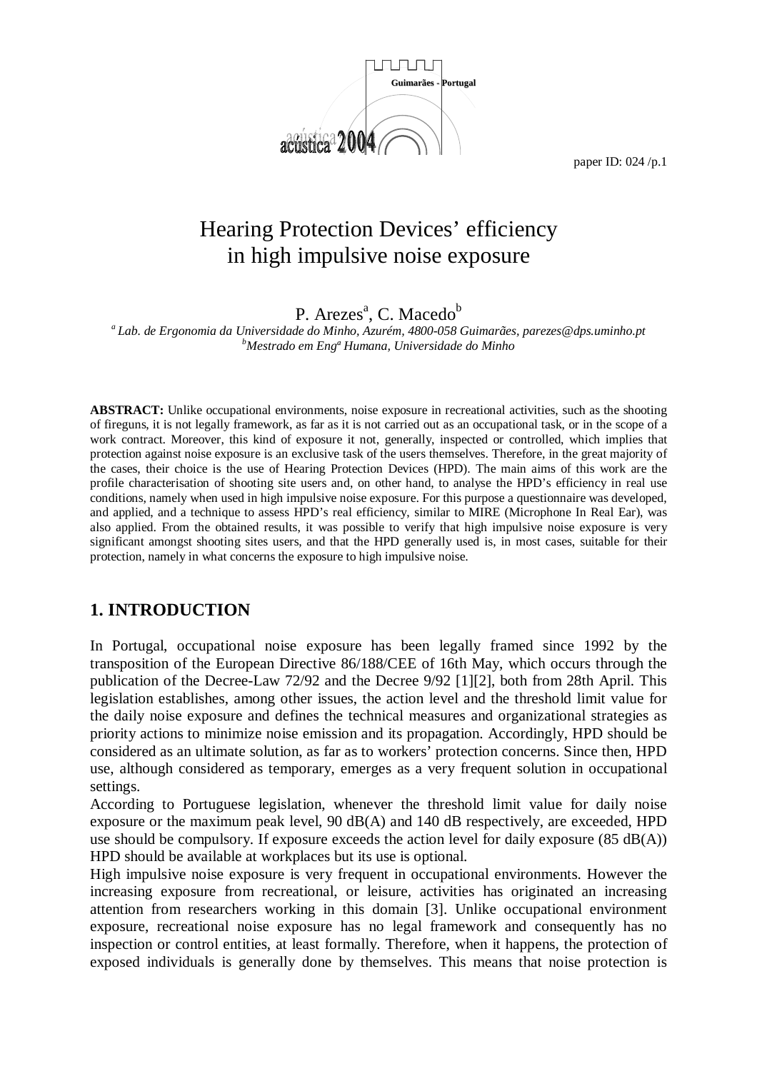# Hearing Protection Devices' efficiency in high impulsive noise exposure

P. Arezes[a], C. Macedo[b]

[a] *Lab. de Ergonomia da Universidade do Minho, Azurém, 4800-058 Guimarães, parezes@dps.uminho.pt*
[b] *Mestrado em Eng[a] Humana, Universidade do Minho*

**ABSTRACT:** Unlike occupational environments, noise exposure in recreational activities, such as the shooting of fireguns, it is not legally framework, as far as it is not carried out as an occupational task, or in the scope of a work contract. Moreover, this kind of exposure it not, generally, inspected or controlled, which implies that protection against noise exposure is an exclusive task of the users themselves. Therefore, in the great majority of the cases, their choice is the use of Hearing Protection Devices (HPD). The main aims of this work are the profile characterisation of shooting site users and, on other hand, to analyse the HPD's efficiency in real use conditions, namely when used in high impulsive noise exposure. For this purpose a questionnaire was developed, and applied, and a technique to assess HPD's real efficiency, similar to MIRE (Microphone In Real Ear), was also applied. From the obtained results, it was possible to verify that high impulsive noise exposure is very significant amongst shooting sites users, and that the HPD generally used is, in most cases, suitable for their protection, namely in what concerns the exposure to high impulsive noise.

## 1. INTRODUCTION

In Portugal, occupational noise exposure has been legally framed since 1992 by the transposition of the European Directive 86/188/CEE of 16th May, which occurs through the publication of the Decree-Law 72/92 and the Decree 9/92 [1][2], both from 28th April. This legislation establishes, among other issues, the action level and the threshold limit value for the daily noise exposure and defines the technical measures and organizational strategies as priority actions to minimize noise emission and its propagation. Accordingly, HPD should be considered as an ultimate solution, as far as to workers' protection concerns. Since then, HPD use, although considered as temporary, emerges as a very frequent solution in occupational settings.

According to Portuguese legislation, whenever the threshold limit value for daily noise exposure or the maximum peak level, 90 dB(A) and 140 dB respectively, are exceeded, HPD use should be compulsory. If exposure exceeds the action level for daily exposure (85 dB(A)) HPD should be available at workplaces but its use is optional.

High impulsive noise exposure is very frequent in occupational environments. However the increasing exposure from recreational, or leisure, activities has originated an increasing attention from researchers working in this domain [3]. Unlike occupational environment exposure, recreational noise exposure has no legal framework and consequently has no inspection or control entities, at least formally. Therefore, when it happens, the protection of exposed individuals is generally done by themselves. This means that noise protection is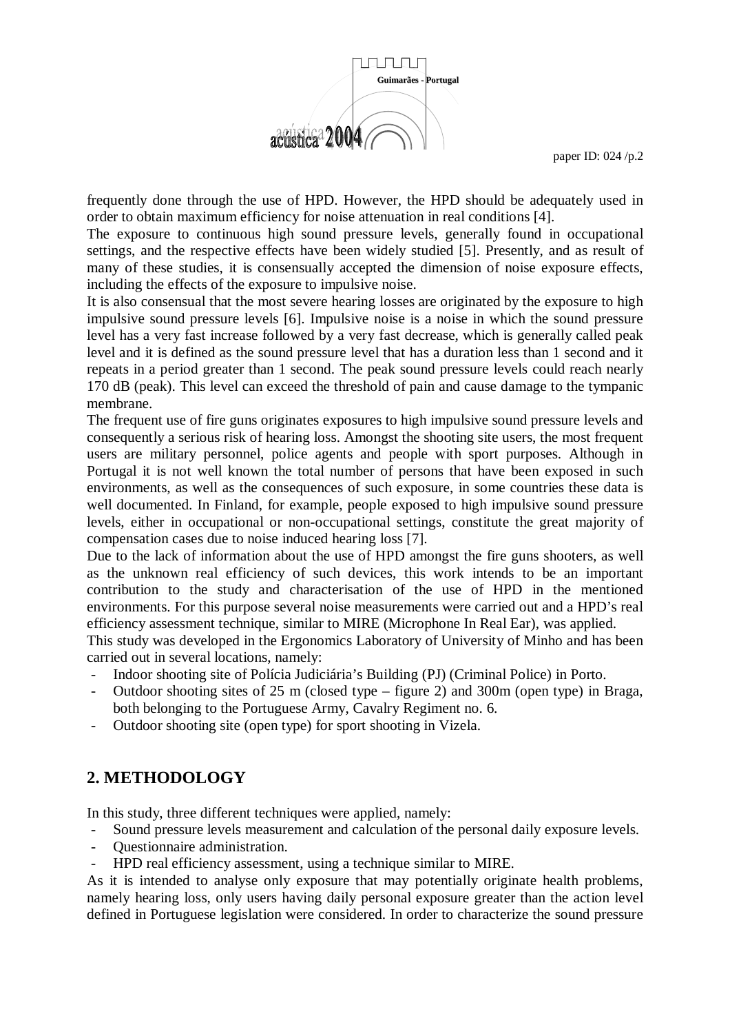frequently done through the use of HPD. However, the HPD should be adequately used in order to obtain maximum efficiency for noise attenuation in real conditions [4].

The exposure to continuous high sound pressure levels, generally found in occupational settings, and the respective effects have been widely studied [5]. Presently, and as result of many of these studies, it is consensually accepted the dimension of noise exposure effects, including the effects of the exposure to impulsive noise.

It is also consensual that the most severe hearing losses are originated by the exposure to high impulsive sound pressure levels [6]. Impulsive noise is a noise in which the sound pressure level has a very fast increase followed by a very fast decrease, which is generally called peak level and it is defined as the sound pressure level that has a duration less than 1 second and it repeats in a period greater than 1 second. The peak sound pressure levels could reach nearly 170 dB (peak). This level can exceed the threshold of pain and cause damage to the tympanic membrane.

The frequent use of fire guns originates exposures to high impulsive sound pressure levels and consequently a serious risk of hearing loss. Amongst the shooting site users, the most frequent users are military personnel, police agents and people with sport purposes. Although in Portugal it is not well known the total number of persons that have been exposed in such environments, as well as the consequences of such exposure, in some countries these data is well documented. In Finland, for example, people exposed to high impulsive sound pressure levels, either in occupational or non-occupational settings, constitute the great majority of compensation cases due to noise induced hearing loss [7].

Due to the lack of information about the use of HPD amongst the fire guns shooters, as well as the unknown real efficiency of such devices, this work intends to be an important contribution to the study and characterisation of the use of HPD in the mentioned environments. For this purpose several noise measurements were carried out and a HPD's real efficiency assessment technique, similar to MIRE (Microphone In Real Ear), was applied.

This study was developed in the Ergonomics Laboratory of University of Minho and has been carried out in several locations, namely:

- Indoor shooting site of Polícia Judiciária's Building (PJ) (Criminal Police) in Porto.
- Outdoor shooting sites of 25 m (closed type – figure 2) and 300m (open type) in Braga, both belonging to the Portuguese Army, Cavalry Regiment no. 6.
- Outdoor shooting site (open type) for sport shooting in Vizela.

## 2. METHODOLOGY

In this study, three different techniques were applied, namely:

- Sound pressure levels measurement and calculation of the personal daily exposure levels.
- Questionnaire administration.
- HPD real efficiency assessment, using a technique similar to MIRE.

As it is intended to analyse only exposure that may potentially originate health problems, namely hearing loss, only users having daily personal exposure greater than the action level defined in Portuguese legislation were considered. In order to characterize the sound pressure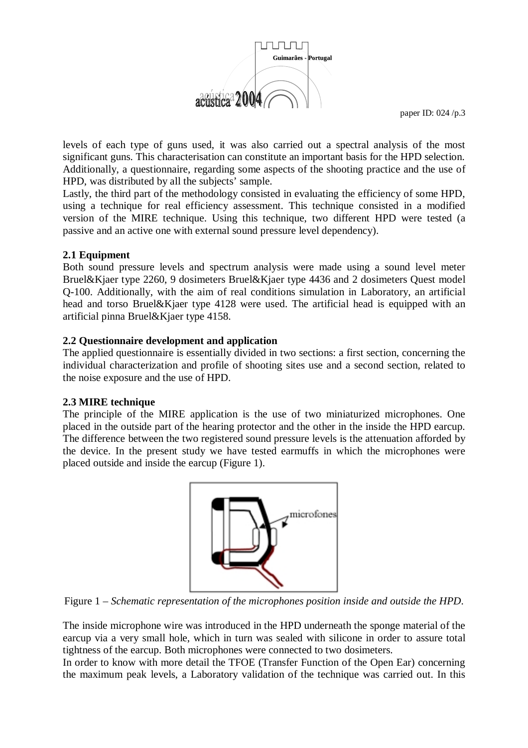levels of each type of guns used, it was also carried out a spectral analysis of the most significant guns. This characterisation can constitute an important basis for the HPD selection. Additionally, a questionnaire, regarding some aspects of the shooting practice and the use of HPD, was distributed by all the subjects' sample.

Lastly, the third part of the methodology consisted in evaluating the efficiency of some HPD, using a technique for real efficiency assessment. This technique consisted in a modified version of the MIRE technique. Using this technique, two different HPD were tested (a passive and an active one with external sound pressure level dependency).

### 2.1 Equipment

Both sound pressure levels and spectrum analysis were made using a sound level meter Bruel&Kjaer type 2260, 9 dosimeters Bruel&Kjaer type 4436 and 2 dosimeters Quest model Q-100. Additionally, with the aim of real conditions simulation in Laboratory, an artificial head and torso Bruel&Kjaer type 4128 were used. The artificial head is equipped with an artificial pinna Bruel&Kjaer type 4158.

### 2.2 Questionnaire development and application

The applied questionnaire is essentially divided in two sections: a first section, concerning the individual characterization and profile of shooting sites use and a second section, related to the noise exposure and the use of HPD.

### 2.3 MIRE technique

The principle of the MIRE application is the use of two miniaturized microphones. One placed in the outside part of the hearing protector and the other in the inside the HPD earcup. The difference between the two registered sound pressure levels is the attenuation afforded by the device. In the present study we have tested earmuffs in which the microphones were placed outside and inside the earcup (Figure 1).

Figure 1 – *Schematic representation of the microphones position inside and outside the HPD.*

The inside microphone wire was introduced in the HPD underneath the sponge material of the earcup via a very small hole, which in turn was sealed with silicone in order to assure total tightness of the earcup. Both microphones were connected to two dosimeters.

In order to know with more detail the TFOE (Transfer Function of the Open Ear) concerning the maximum peak levels, a Laboratory validation of the technique was carried out. In this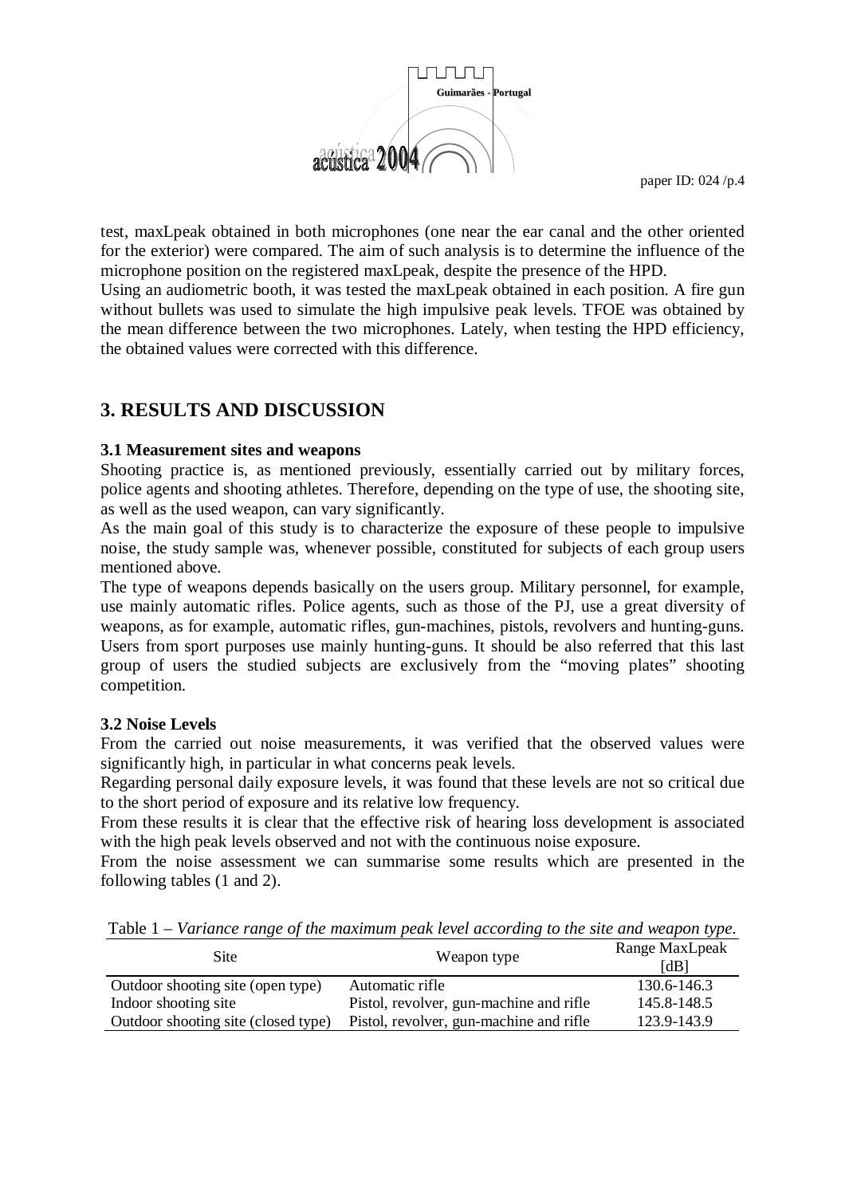test, maxLpeak obtained in both microphones (one near the ear canal and the other oriented for the exterior) were compared. The aim of such analysis is to determine the influence of the microphone position on the registered maxLpeak, despite the presence of the HPD.

Using an audiometric booth, it was tested the maxLpeak obtained in each position. A fire gun without bullets was used to simulate the high impulsive peak levels. TFOE was obtained by the mean difference between the two microphones. Lately, when testing the HPD efficiency, the obtained values were corrected with this difference.

## 3. RESULTS AND DISCUSSION

### 3.1 Measurement sites and weapons

Shooting practice is, as mentioned previously, essentially carried out by military forces, police agents and shooting athletes. Therefore, depending on the type of use, the shooting site, as well as the used weapon, can vary significantly.

As the main goal of this study is to characterize the exposure of these people to impulsive noise, the study sample was, whenever possible, constituted for subjects of each group users mentioned above.

The type of weapons depends basically on the users group. Military personnel, for example, use mainly automatic rifles. Police agents, such as those of the PJ, use a great diversity of weapons, as for example, automatic rifles, gun-machines, pistols, revolvers and hunting-guns. Users from sport purposes use mainly hunting-guns. It should be also referred that this last group of users the studied subjects are exclusively from the "moving plates" shooting competition.

### 3.2 Noise Levels

From the carried out noise measurements, it was verified that the observed values were significantly high, in particular in what concerns peak levels.

Regarding personal daily exposure levels, it was found that these levels are not so critical due to the short period of exposure and its relative low frequency.

From these results it is clear that the effective risk of hearing loss development is associated with the high peak levels observed and not with the continuous noise exposure.

From the noise assessment we can summarise some results which are presented in the following tables (1 and 2).

Table 1 – *Variance range of the maximum peak level according to the site and weapon type.*

| Site | Weapon type | Range MaxLpeak [dB] |
|---|---|---|
| Outdoor shooting site (open type) | Automatic rifle | 130.6-146.3 |
| Indoor shooting site | Pistol, revolver, gun-machine and rifle | 145.8-148.5 |
| Outdoor shooting site (closed type) | Pistol, revolver, gun-machine and rifle | 123.9-143.9 |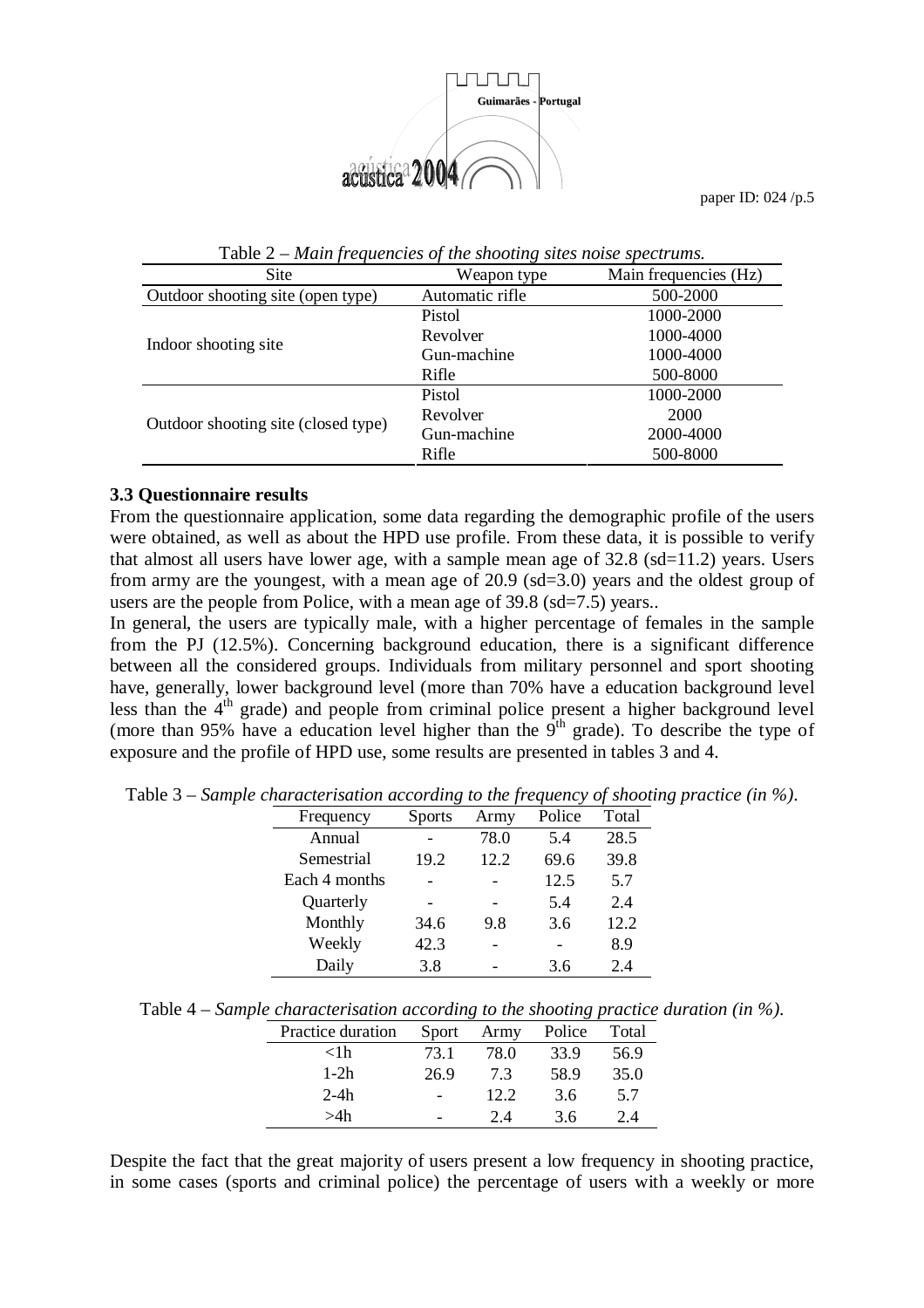Table 2 – *Main frequencies of the shooting sites noise spectrums.*

| Site | Weapon type | Main frequencies (Hz) |
|---|---|---|
| Outdoor shooting site (open type) | Automatic rifle | 500-2000 |
| Indoor shooting site | Pistol | 1000-2000 |
| | Revolver | 1000-4000 |
| | Gun-machine | 1000-4000 |
| | Rifle | 500-8000 |
| Outdoor shooting site (closed type) | Pistol | 1000-2000 |
| | Revolver | 2000 |
| | Gun-machine | 2000-4000 |
| | Rifle | 500-8000 |

### 3.3 Questionnaire results

From the questionnaire application, some data regarding the demographic profile of the users were obtained, as well as about the HPD use profile. From these data, it is possible to verify that almost all users have lower age, with a sample mean age of 32.8 (sd=11.2) years. Users from army are the youngest, with a mean age of 20.9 (sd=3.0) years and the oldest group of users are the people from Police, with a mean age of 39.8 (sd=7.5) years..

In general, the users are typically male, with a higher percentage of females in the sample from the PJ (12.5%). Concerning background education, there is a significant difference between all the considered groups. Individuals from military personnel and sport shooting have, generally, lower background level (more than 70% have a education background level less than the 4th grade) and people from criminal police present a higher background level (more than 95% have a education level higher than the 9th grade). To describe the type of exposure and the profile of HPD use, some results are presented in tables 3 and 4.

Table 3 – *Sample characterisation according to the frequency of shooting practice (in %).*

| Frequency | Sports | Army | Police | Total |
|---|---|---|---|---|
| Annual | - | 78.0 | 5.4 | 28.5 |
| Semestrial | 19.2 | 12.2 | 69.6 | 39.8 |
| Each 4 months | - | - | 12.5 | 5.7 |
| Quarterly | - | - | 5.4 | 2.4 |
| Monthly | 34.6 | 9.8 | 3.6 | 12.2 |
| Weekly | 42.3 | - | - | 8.9 |
| Daily | 3.8 | - | 3.6 | 2.4 |

Table 4 – *Sample characterisation according to the shooting practice duration (in %).*

| Practice duration | Sport | Army | Police | Total |
|---|---|---|---|---|
| <1h | 73.1 | 78.0 | 33.9 | 56.9 |
| 1-2h | 26.9 | 7.3 | 58.9 | 35.0 |
| 2-4h | - | 12.2 | 3.6 | 5.7 |
| >4h | - | 2.4 | 3.6 | 2.4 |

Despite the fact that the great majority of users present a low frequency in shooting practice, in some cases (sports and criminal police) the percentage of users with a weekly or more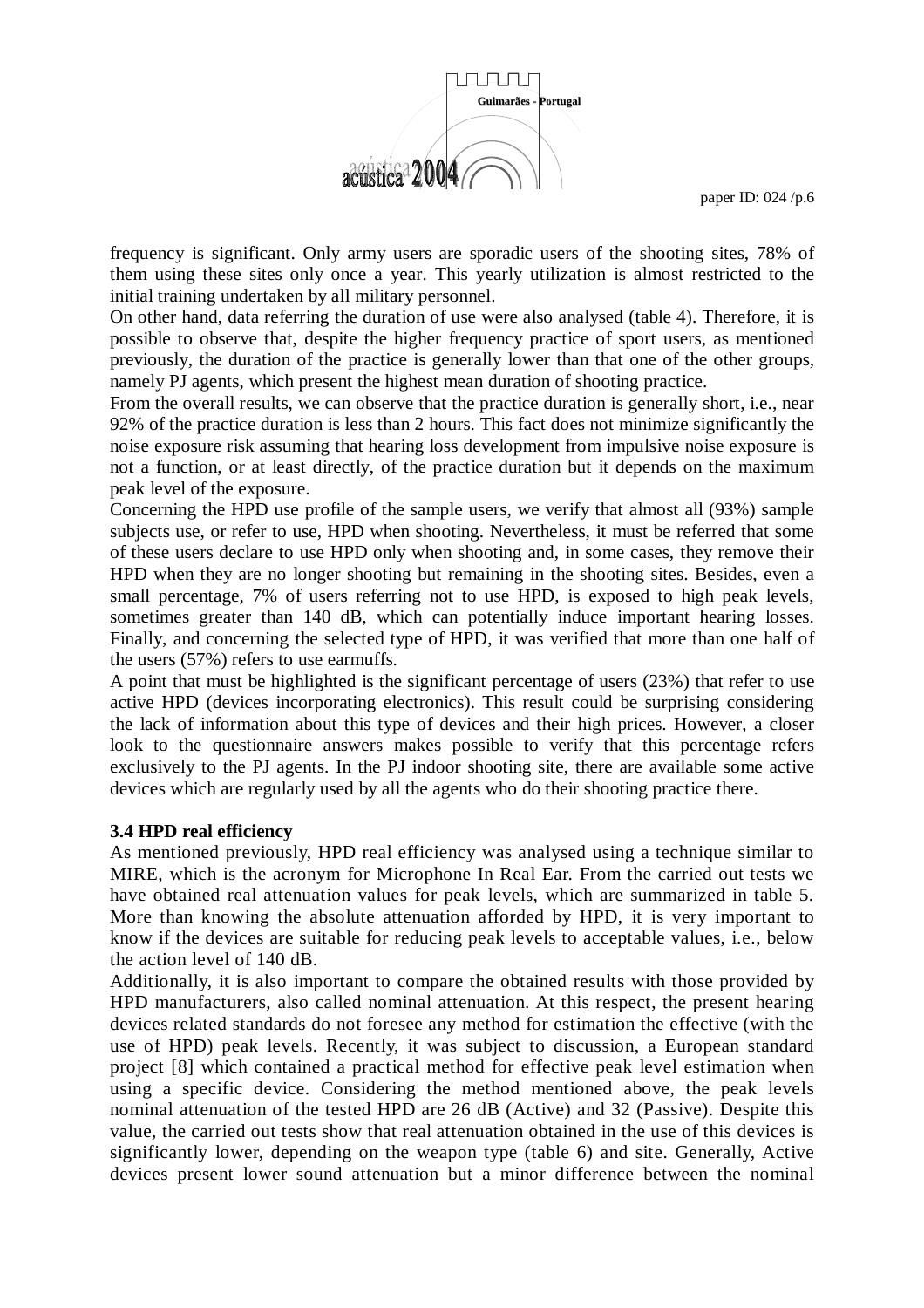frequency is significant. Only army users are sporadic users of the shooting sites, 78% of them using these sites only once a year. This yearly utilization is almost restricted to the initial training undertaken by all military personnel.

On other hand, data referring the duration of use were also analysed (table 4). Therefore, it is possible to observe that, despite the higher frequency practice of sport users, as mentioned previously, the duration of the practice is generally lower than that one of the other groups, namely PJ agents, which present the highest mean duration of shooting practice.

From the overall results, we can observe that the practice duration is generally short, i.e., near 92% of the practice duration is less than 2 hours. This fact does not minimize significantly the noise exposure risk assuming that hearing loss development from impulsive noise exposure is not a function, or at least directly, of the practice duration but it depends on the maximum peak level of the exposure.

Concerning the HPD use profile of the sample users, we verify that almost all (93%) sample subjects use, or refer to use, HPD when shooting. Nevertheless, it must be referred that some of these users declare to use HPD only when shooting and, in some cases, they remove their HPD when they are no longer shooting but remaining in the shooting sites. Besides, even a small percentage, 7% of users referring not to use HPD, is exposed to high peak levels, sometimes greater than 140 dB, which can potentially induce important hearing losses. Finally, and concerning the selected type of HPD, it was verified that more than one half of the users (57%) refers to use earmuffs.

A point that must be highlighted is the significant percentage of users (23%) that refer to use active HPD (devices incorporating electronics). This result could be surprising considering the lack of information about this type of devices and their high prices. However, a closer look to the questionnaire answers makes possible to verify that this percentage refers exclusively to the PJ agents. In the PJ indoor shooting site, there are available some active devices which are regularly used by all the agents who do their shooting practice there.

### 3.4 HPD real efficiency

As mentioned previously, HPD real efficiency was analysed using a technique similar to MIRE, which is the acronym for Microphone In Real Ear. From the carried out tests we have obtained real attenuation values for peak levels, which are summarized in table 5. More than knowing the absolute attenuation afforded by HPD, it is very important to know if the devices are suitable for reducing peak levels to acceptable values, i.e., below the action level of 140 dB.

Additionally, it is also important to compare the obtained results with those provided by HPD manufacturers, also called nominal attenuation. At this respect, the present hearing devices related standards do not foresee any method for estimation the effective (with the use of HPD) peak levels. Recently, it was subject to discussion, a European standard project [8] which contained a practical method for effective peak level estimation when using a specific device. Considering the method mentioned above, the peak levels nominal attenuation of the tested HPD are 26 dB (Active) and 32 (Passive). Despite this value, the carried out tests show that real attenuation obtained in the use of this devices is significantly lower, depending on the weapon type (table 6) and site. Generally, Active devices present lower sound attenuation but a minor difference between the nominal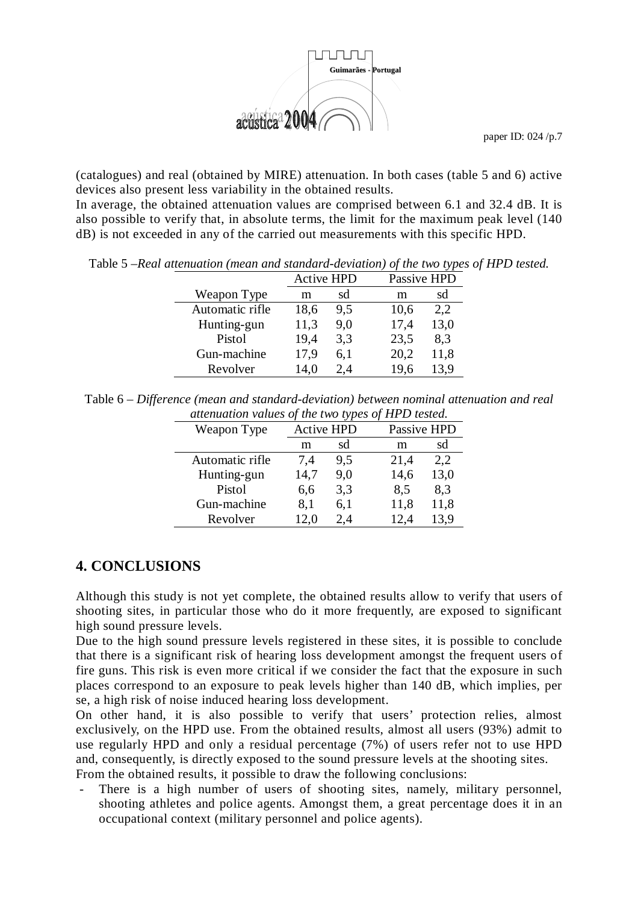(catalogues) and real (obtained by MIRE) attenuation. In both cases (table 5 and 6) active devices also present less variability in the obtained results.

In average, the obtained attenuation values are comprised between 6.1 and 32.4 dB. It is also possible to verify that, in absolute terms, the limit for the maximum peak level (140 dB) is not exceeded in any of the carried out measurements with this specific HPD.

Table 5 –*Real attenuation (mean and standard-deviation) of the two types of HPD tested.*

| | Active HPD | | Passive HPD | |
|---|---|---|---|---|
| Weapon Type | m | sd | m | sd |
| Automatic rifle | 18,6 | 9,5 | 10,6 | 2,2 |
| Hunting-gun | 11,3 | 9,0 | 17,4 | 13,0 |
| Pistol | 19,4 | 3,3 | 23,5 | 8,3 |
| Gun-machine | 17,9 | 6,1 | 20,2 | 11,8 |
| Revolver | 14,0 | 2,4 | 19,6 | 13,9 |

Table 6 – *Difference (mean and standard-deviation) between nominal attenuation and real attenuation values of the two types of HPD tested.*

| Weapon Type | Active HPD | | Passive HPD | |
|---|---|---|---|---|
| | m | sd | m | sd |
| Automatic rifle | 7,4 | 9,5 | 21,4 | 2,2 |
| Hunting-gun | 14,7 | 9,0 | 14,6 | 13,0 |
| Pistol | 6,6 | 3,3 | 8,5 | 8,3 |
| Gun-machine | 8,1 | 6,1 | 11,8 | 11,8 |
| Revolver | 12,0 | 2,4 | 12,4 | 13,9 |

## 4. CONCLUSIONS

Although this study is not yet complete, the obtained results allow to verify that users of shooting sites, in particular those who do it more frequently, are exposed to significant high sound pressure levels.

Due to the high sound pressure levels registered in these sites, it is possible to conclude that there is a significant risk of hearing loss development amongst the frequent users of fire guns. This risk is even more critical if we consider the fact that the exposure in such places correspond to an exposure to peak levels higher than 140 dB, which implies, per se, a high risk of noise induced hearing loss development.

On other hand, it is also possible to verify that users' protection relies, almost exclusively, on the HPD use. From the obtained results, almost all users (93%) admit to use regularly HPD and only a residual percentage (7%) of users refer not to use HPD and, consequently, is directly exposed to the sound pressure levels at the shooting sites.

From the obtained results, it possible to draw the following conclusions:

- There is a high number of users of shooting sites, namely, military personnel, shooting athletes and police agents. Amongst them, a great percentage does it in an occupational context (military personnel and police agents).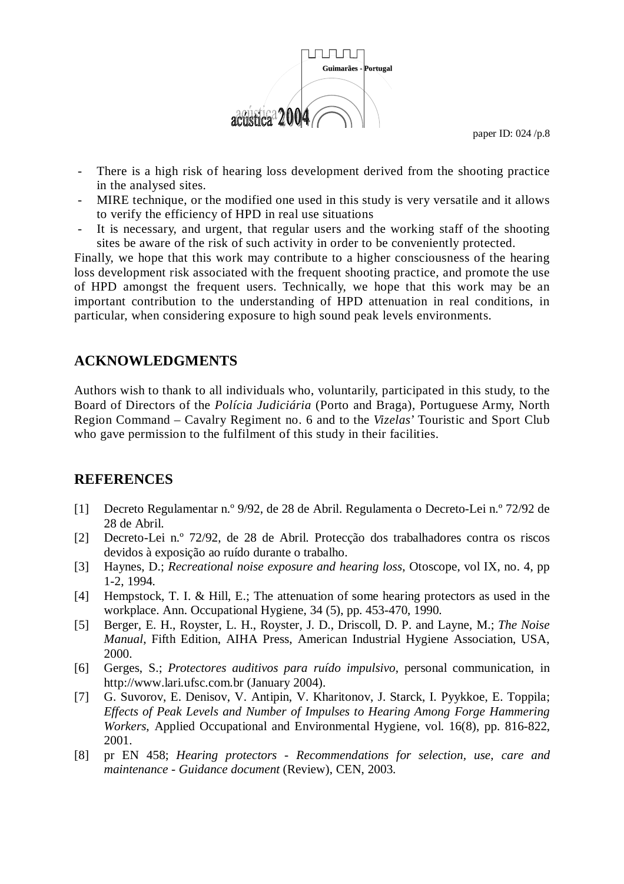- There is a high risk of hearing loss development derived from the shooting practice in the analysed sites.
- MIRE technique, or the modified one used in this study is very versatile and it allows to verify the efficiency of HPD in real use situations
- It is necessary, and urgent, that regular users and the working staff of the shooting sites be aware of the risk of such activity in order to be conveniently protected.

Finally, we hope that this work may contribute to a higher consciousness of the hearing loss development risk associated with the frequent shooting practice, and promote the use of HPD amongst the frequent users. Technically, we hope that this work may be an important contribution to the understanding of HPD attenuation in real conditions, in particular, when considering exposure to high sound peak levels environments.

## ACKNOWLEDGMENTS

Authors wish to thank to all individuals who, voluntarily, participated in this study, to the Board of Directors of the *Polícia Judiciária* (Porto and Braga), Portuguese Army, North Region Command – Cavalry Regiment no. 6 and to the *Vizelas'* Touristic and Sport Club who gave permission to the fulfilment of this study in their facilities.

## REFERENCES

[1] Decreto Regulamentar n.º 9/92, de 28 de Abril. Regulamenta o Decreto-Lei n.º 72/92 de 28 de Abril.

[2] Decreto-Lei n.º 72/92, de 28 de Abril. Protecção dos trabalhadores contra os riscos devidos à exposição ao ruído durante o trabalho.

[3] Haynes, D.; *Recreational noise exposure and hearing loss*, Otoscope, vol IX, no. 4, pp 1-2, 1994.

[4] Hempstock, T. I. & Hill, E.; The attenuation of some hearing protectors as used in the workplace. Ann. Occupational Hygiene, 34 (5), pp. 453-470, 1990.

[5] Berger, E. H., Royster, L. H., Royster, J. D., Driscoll, D. P. and Layne, M.; *The Noise Manual*, Fifth Edition, AIHA Press, American Industrial Hygiene Association, USA, 2000.

[6] Gerges, S.; *Protectores auditivos para ruído impulsivo*, personal communication, in http://www.lari.ufsc.com.br (January 2004).

[7] G. Suvorov, E. Denisov, V. Antipin, V. Kharitonov, J. Starck, I. Pyykkoe, E. Toppila; *Effects of Peak Levels and Number of Impulses to Hearing Among Forge Hammering Workers*, Applied Occupational and Environmental Hygiene, vol. 16(8), pp. 816-822, 2001.

[8] pr EN 458; *Hearing protectors - Recommendations for selection, use, care and maintenance - Guidance document* (Review), CEN, 2003.